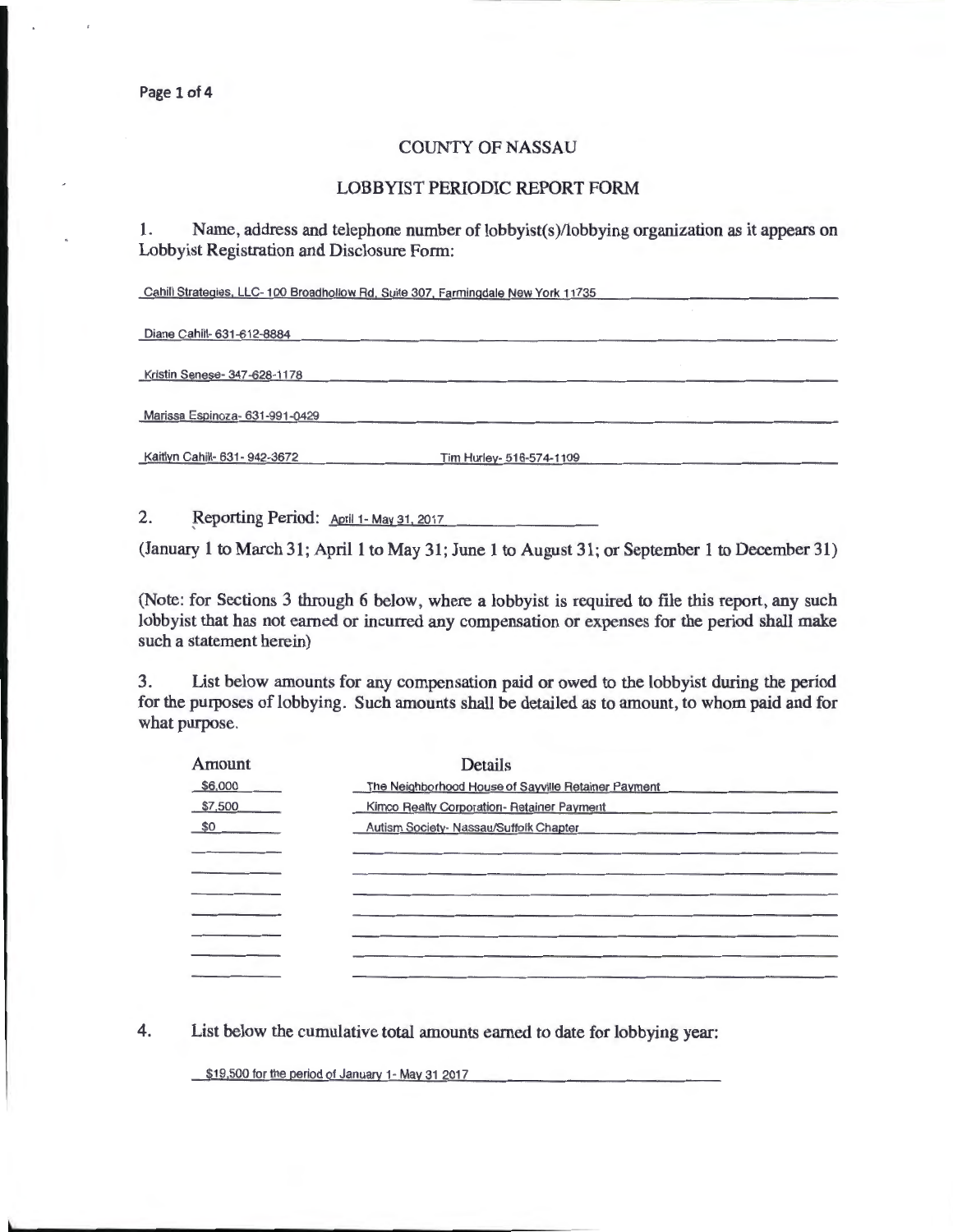# COUNTY OF NASSAU

## LOBBYIST PERIODIC REPORT FORM

1. Name, address and telephone number of lobbyist(s)/lobbying organization as it appears on Lobbyist Registration and Disclosure Form:

Cahill Strategies, LLC- 100 Broadhollow Rd, Suite 307, Farmingdale New York 11735

Diane Cahill- 631-612-8884

Kristin Senese- 347-628-1178

Marissa Espinoza- 631-991-0429

Kaitlyn Cahill- 631- 942-3672 Tim Hurley- 516-574-1109

2. Reporting Period: April 1- May 31, 2017

(January 1 to March 31; April 1 to May 31; June 1 to August 31; or September 1 to December 31)

(Note: for Sections 3 through 6 below, where a lobbyist is required to file this report, any such lobbyist that has not earned or incurred any compensation or expenses for the period shall make such a statement herein)

3. List below amounts for any compensation paid or owed to the lobbyist during the period for the purposes of lobbying. Such amounts shall be detailed as to amount, to whom paid and for what purpose.

| Amount | Details |
|---|---|
| $6,000 | The Neighborhood House of Sayville Retainer Payment |
| $7,500 | Kimco Realty Corporation- Retainer Payment |
| $0 | Autism Society- Nassau/Suffolk Chapter |

4. List below the cumulative total amounts earned to date for lobbying year:

$19,500 for the period of January 1- May 31 2017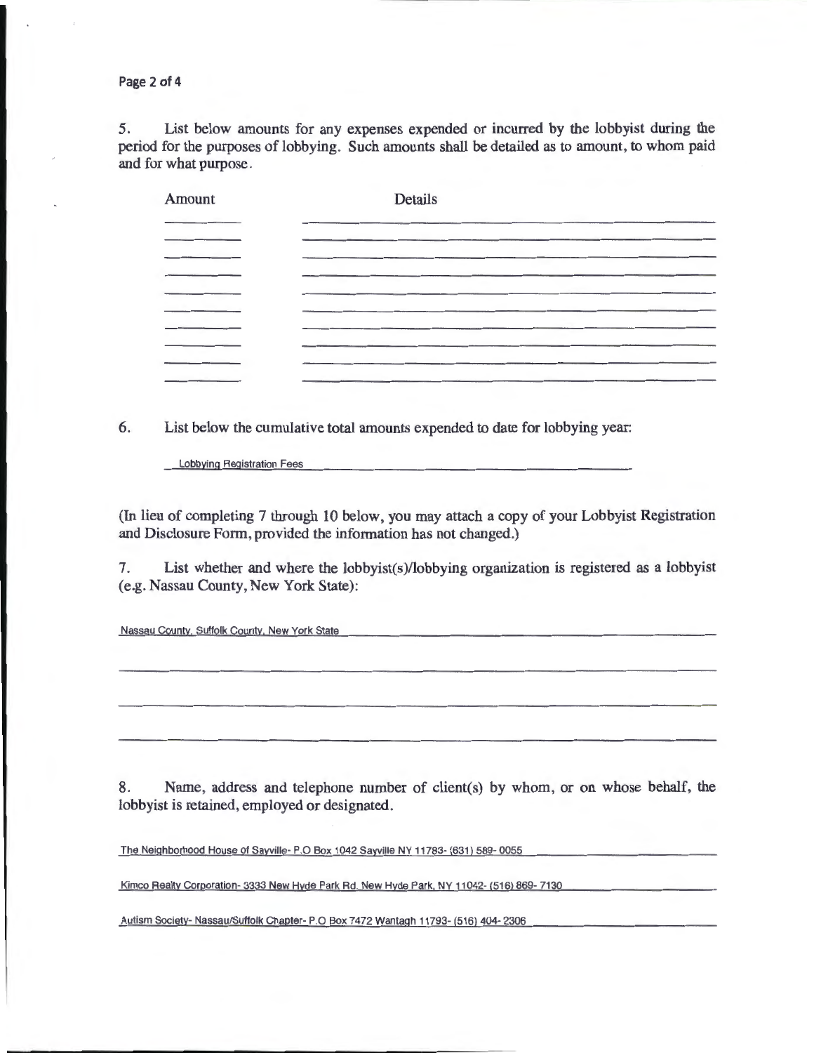5. List below amounts for any expenses expended or incurred by the lobbyist during the period for the purposes of lobbying. Such amounts shall be detailed as to amount, to whom paid and for what purpose.

| Amount | Details |
| --- | --- |
| | |
| | |
| | |
| | |
| | |
| | |
| | |
| | |
| | |
| | |

6. List below the cumulative total amounts expended to date for lobbying year:

Lobbying Registration Fees

(In lieu of completing 7 through 10 below, you may attach a copy of your Lobbyist Registration and Disclosure Form, provided the information has not changed.)

7. List whether and where the lobbyist(s)/lobbying organization is registered as a lobbyist (e.g. Nassau County, New York State):

Nassau County, Suffolk County, New York State

8. Name, address and telephone number of client(s) by whom, or on whose behalf, the lobbyist is retained, employed or designated.

The Neighborhood House of Sayville- P.O Box 1042 Sayville NY 11783- (631) 589- 0055

Kimco Realty Corporation- 3333 New Hyde Park Rd. New Hyde Park, NY 11042- (516) 869- 7130

Autism Society- Nassau/Suffolk Chapter- P.O Box 7472 Wantagh 11793- (516) 404- 2306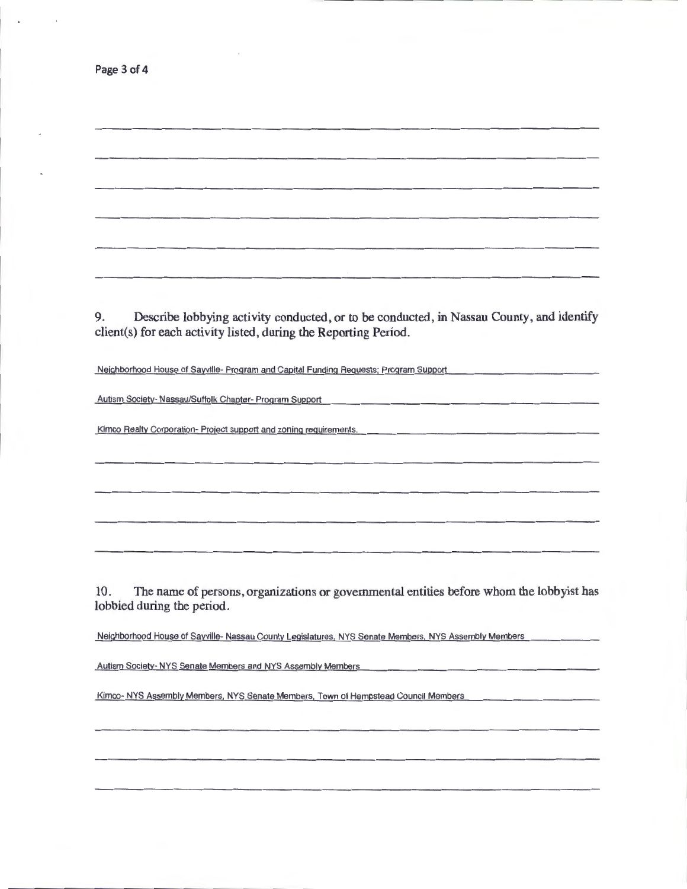9. Describe lobbying activity conducted, or to be conducted, in Nassau County, and identify client(s) for each activity listed, during the Reporting Period.

Neighborhood House of Sayville- Program and Capital Funding Requests; Program Support

Autism Society- Nassau/Suffolk Chapter- Program Support

Kimco Realty Corporation- Project support and zoning requirements.

10. The name of persons, organizations or governmental entities before whom the lobbyist has lobbied during the period.

Neighborhood House of Sayville- Nassau County Legislatures, NYS Senate Members, NYS Assembly Members

Autism Society- NYS Senate Members and NYS Assembly Members

Kimco- NYS Assembly Members, NYS Senate Members, Town of Hempstead Council Members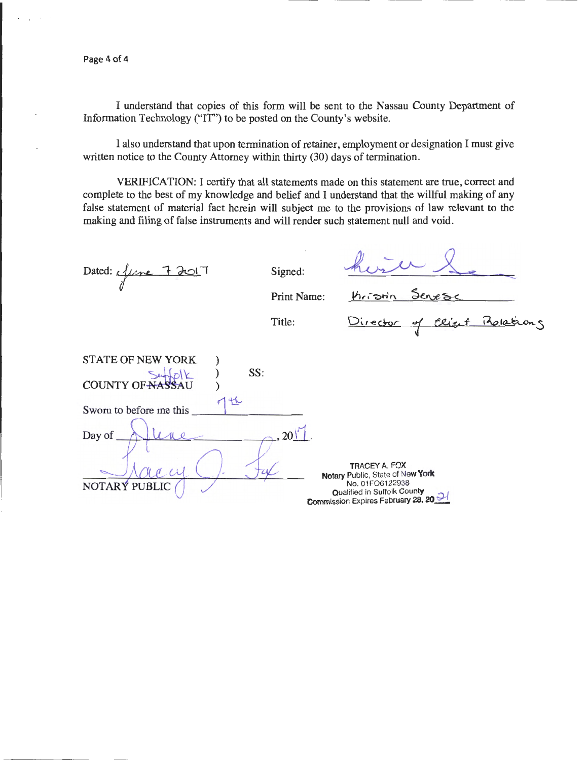I understand that copies of this form will be sent to the Nassau County Department of Information Technology ("IT") to be posted on the County's website.

I also understand that upon termination of retainer, employment or designation I must give written notice to the County Attorney within thirty (30) days of termination.

VERIFICATION: I certify that all statements made on this statement are true, correct and complete to the best of my knowledge and belief and I understand that the willful making of any false statement of material fact herein will subject me to the provisions of law relevant to the making and filing of false instruments and will render such statement null and void.

Dated: June 7 2017

Signed: [signature]

Print Name: Kristin Senese

Title: Director of Client Relations

STATE OF NEW YORK )
) SS:
COUNTY OF ~~NASSAU~~ Suffolk )

Sworn to before me this 7th

Day of June, 2017.

[signature]
NOTARY PUBLIC

TRACEY A. FOX
Notary Public, State of New York
No. 01FO6122938
Qualified in Suffolk County
Commission Expires February 28, 2021